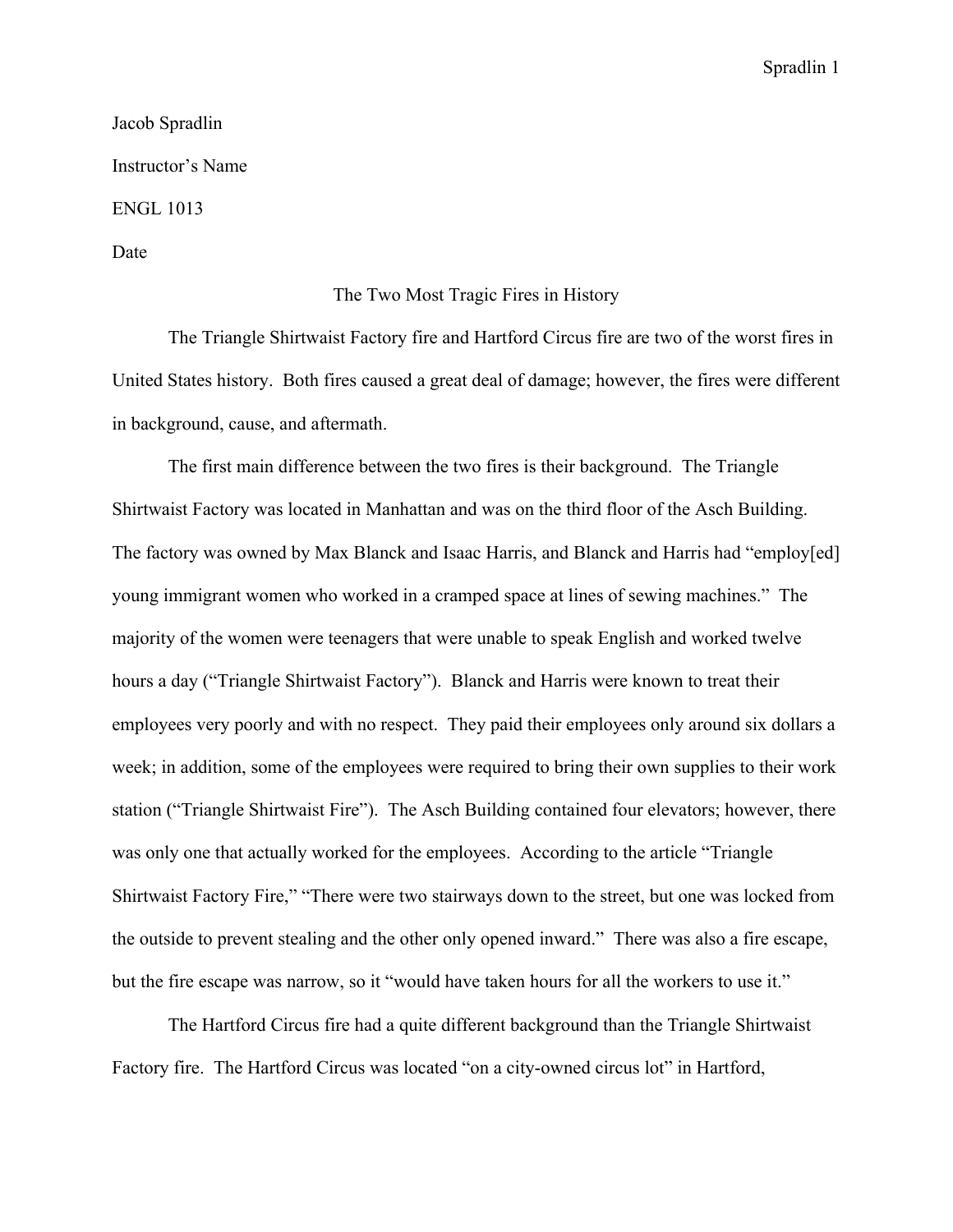Jacob Spradlin

Instructor's Name

ENGL 1013

Date

The Two Most Tragic Fires in History

The Triangle Shirtwaist Factory fire and Hartford Circus fire are two of the worst fires in United States history. Both fires caused a great deal of damage; however, the fires were different in background, cause, and aftermath.

The first main difference between the two fires is their background. The Triangle Shirtwaist Factory was located in Manhattan and was on the third floor of the Asch Building. The factory was owned by Max Blanck and Isaac Harris, and Blanck and Harris had "employ[ed] young immigrant women who worked in a cramped space at lines of sewing machines." The majority of the women were teenagers that were unable to speak English and worked twelve hours a day ("Triangle Shirtwaist Factory"). Blanck and Harris were known to treat their employees very poorly and with no respect. They paid their employees only around six dollars a week; in addition, some of the employees were required to bring their own supplies to their work station ("Triangle Shirtwaist Fire"). The Asch Building contained four elevators; however, there was only one that actually worked for the employees. According to the article "Triangle Shirtwaist Factory Fire," "There were two stairways down to the street, but one was locked from the outside to prevent stealing and the other only opened inward." There was also a fire escape, but the fire escape was narrow, so it "would have taken hours for all the workers to use it."

The Hartford Circus fire had a quite different background than the Triangle Shirtwaist Factory fire. The Hartford Circus was located "on a city-owned circus lot" in Hartford,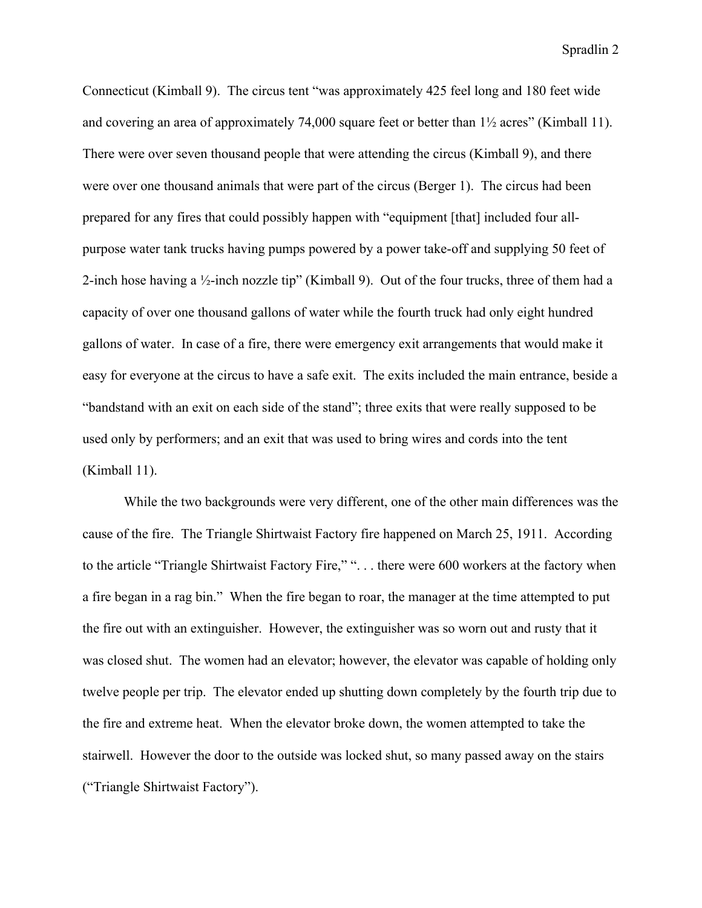Connecticut (Kimball 9). The circus tent "was approximately 425 feel long and 180 feet wide and covering an area of approximately 74,000 square feet or better than 1½ acres" (Kimball 11). There were over seven thousand people that were attending the circus (Kimball 9), and there were over one thousand animals that were part of the circus (Berger 1). The circus had been prepared for any fires that could possibly happen with "equipment [that] included four all-purpose water tank trucks having pumps powered by a power take-off and supplying 50 feet of 2-inch hose having a ½-inch nozzle tip" (Kimball 9). Out of the four trucks, three of them had a capacity of over one thousand gallons of water while the fourth truck had only eight hundred gallons of water. In case of a fire, there were emergency exit arrangements that would make it easy for everyone at the circus to have a safe exit. The exits included the main entrance, beside a "bandstand with an exit on each side of the stand"; three exits that were really supposed to be used only by performers; and an exit that was used to bring wires and cords into the tent (Kimball 11).

While the two backgrounds were very different, one of the other main differences was the cause of the fire. The Triangle Shirtwaist Factory fire happened on March 25, 1911. According to the article "Triangle Shirtwaist Factory Fire," ". . . there were 600 workers at the factory when a fire began in a rag bin." When the fire began to roar, the manager at the time attempted to put the fire out with an extinguisher. However, the extinguisher was so worn out and rusty that it was closed shut. The women had an elevator; however, the elevator was capable of holding only twelve people per trip. The elevator ended up shutting down completely by the fourth trip due to the fire and extreme heat. When the elevator broke down, the women attempted to take the stairwell. However the door to the outside was locked shut, so many passed away on the stairs ("Triangle Shirtwaist Factory").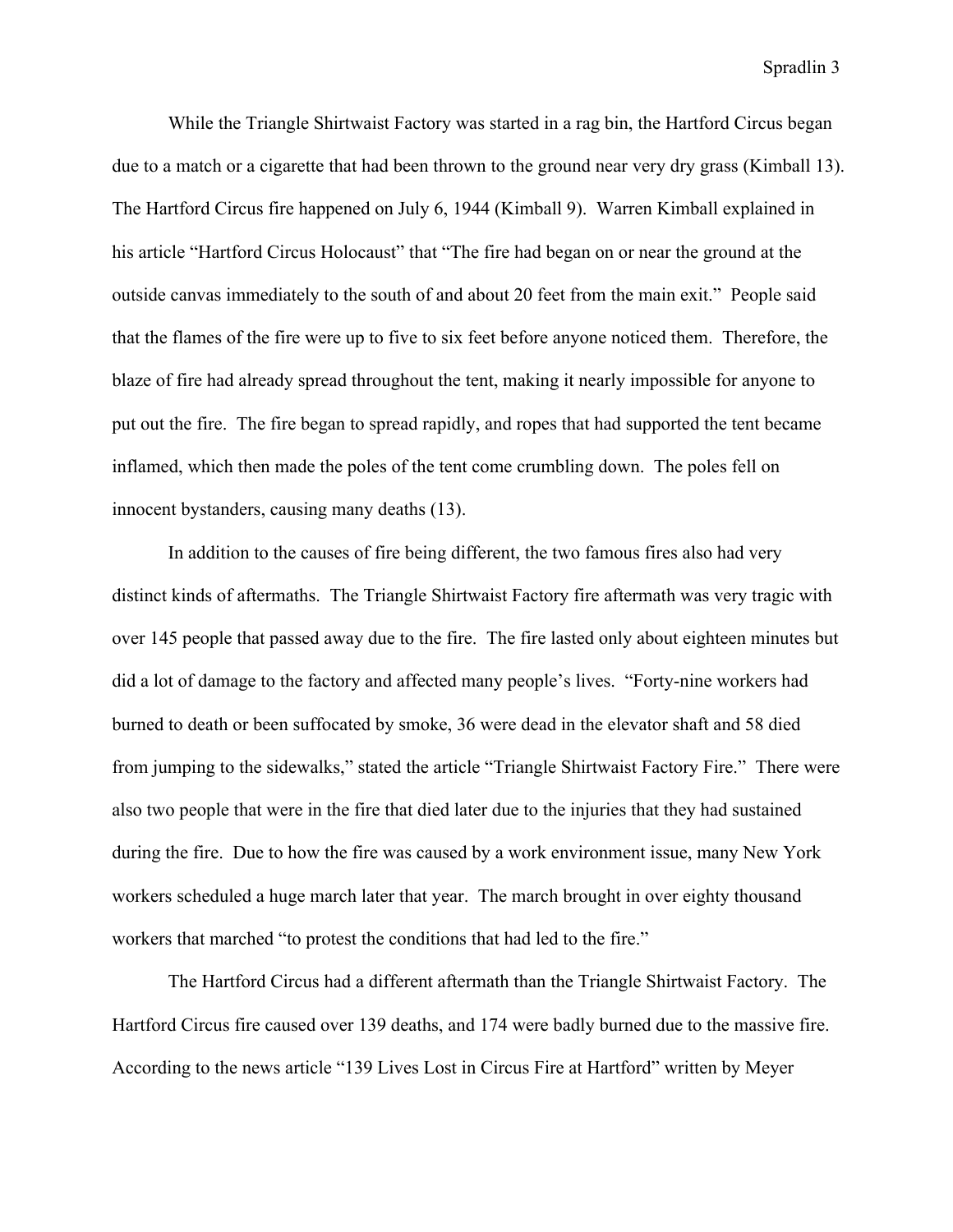While the Triangle Shirtwaist Factory was started in a rag bin, the Hartford Circus began due to a match or a cigarette that had been thrown to the ground near very dry grass (Kimball 13). The Hartford Circus fire happened on July 6, 1944 (Kimball 9). Warren Kimball explained in his article "Hartford Circus Holocaust" that "The fire had began on or near the ground at the outside canvas immediately to the south of and about 20 feet from the main exit." People said that the flames of the fire were up to five to six feet before anyone noticed them. Therefore, the blaze of fire had already spread throughout the tent, making it nearly impossible for anyone to put out the fire. The fire began to spread rapidly, and ropes that had supported the tent became inflamed, which then made the poles of the tent come crumbling down. The poles fell on innocent bystanders, causing many deaths (13).

In addition to the causes of fire being different, the two famous fires also had very distinct kinds of aftermaths. The Triangle Shirtwaist Factory fire aftermath was very tragic with over 145 people that passed away due to the fire. The fire lasted only about eighteen minutes but did a lot of damage to the factory and affected many people's lives. "Forty-nine workers had burned to death or been suffocated by smoke, 36 were dead in the elevator shaft and 58 died from jumping to the sidewalks," stated the article "Triangle Shirtwaist Factory Fire." There were also two people that were in the fire that died later due to the injuries that they had sustained during the fire. Due to how the fire was caused by a work environment issue, many New York workers scheduled a huge march later that year. The march brought in over eighty thousand workers that marched "to protest the conditions that had led to the fire."

The Hartford Circus had a different aftermath than the Triangle Shirtwaist Factory. The Hartford Circus fire caused over 139 deaths, and 174 were badly burned due to the massive fire. According to the news article "139 Lives Lost in Circus Fire at Hartford" written by Meyer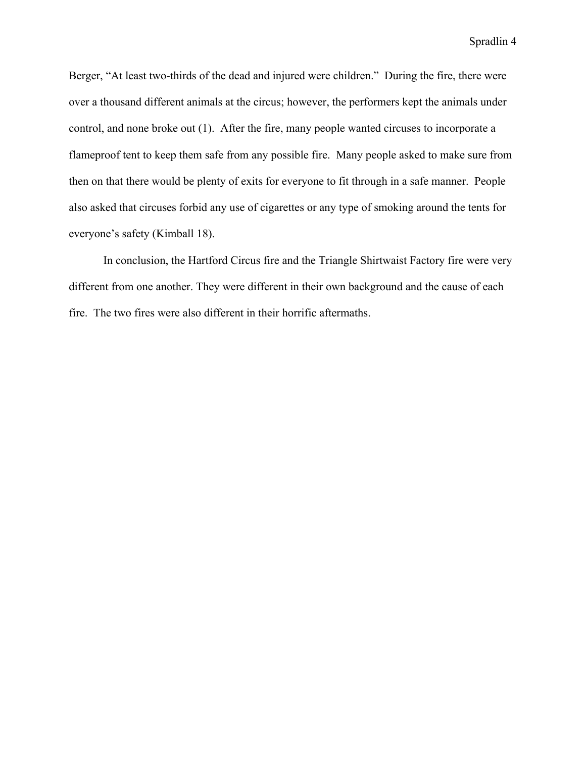Berger, “At least two-thirds of the dead and injured were children.” During the fire, there were over a thousand different animals at the circus; however, the performers kept the animals under control, and none broke out (1). After the fire, many people wanted circuses to incorporate a flameproof tent to keep them safe from any possible fire. Many people asked to make sure from then on that there would be plenty of exits for everyone to fit through in a safe manner. People also asked that circuses forbid any use of cigarettes or any type of smoking around the tents for everyone’s safety (Kimball 18).

In conclusion, the Hartford Circus fire and the Triangle Shirtwaist Factory fire were very different from one another. They were different in their own background and the cause of each fire. The two fires were also different in their horrific aftermaths.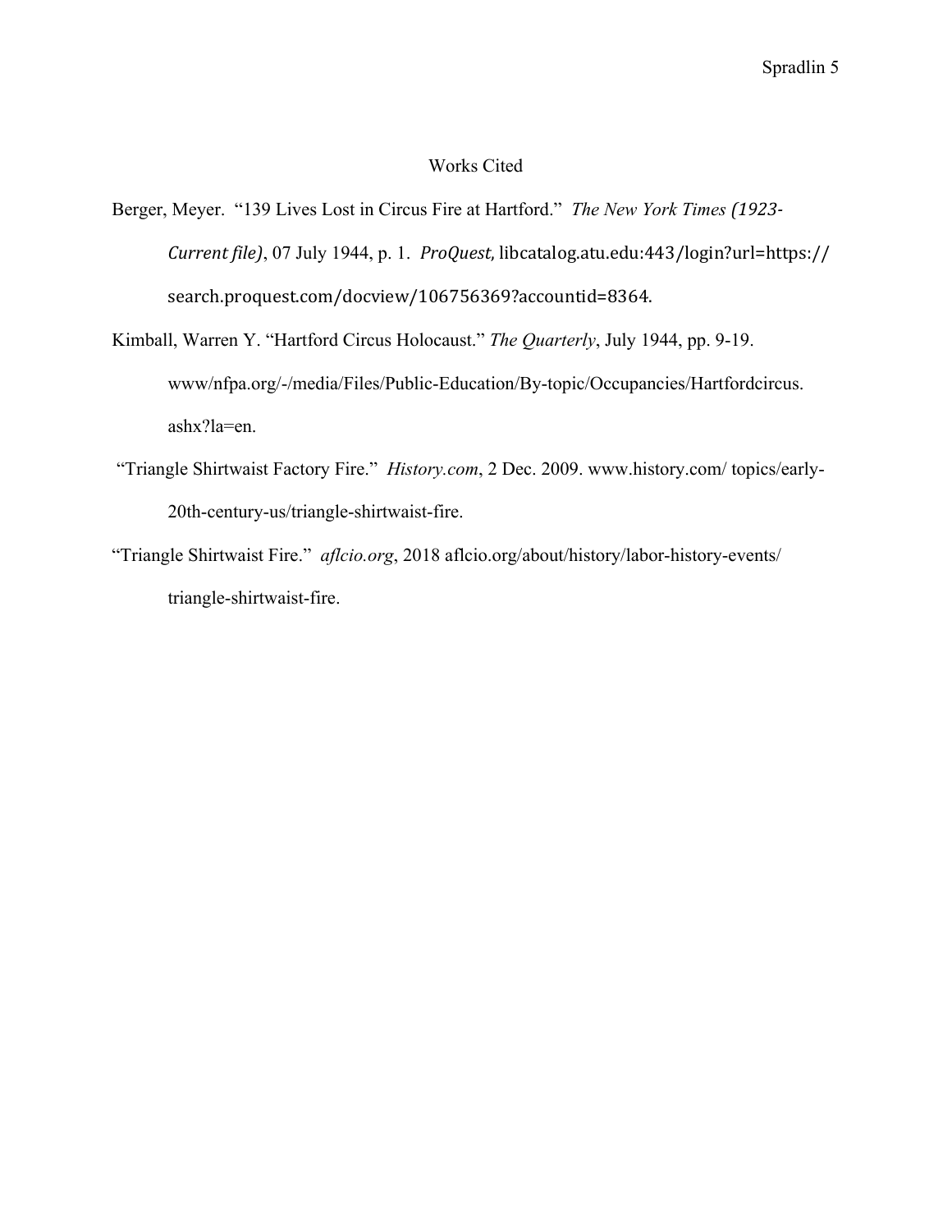# Works Cited

Berger, Meyer. "139 Lives Lost in Circus Fire at Hartford." *The New York Times (1923-Current file)*, 07 July 1944, p. 1. *ProQuest,* libcatalog.atu.edu:443/login?url=https://search.proquest.com/docview/106756369?accountid=8364.

Kimball, Warren Y. "Hartford Circus Holocaust." *The Quarterly*, July 1944, pp. 9-19. www/nfpa.org/-/media/Files/Public-Education/By-topic/Occupancies/Hartfordcircus.ashx?la=en.

"Triangle Shirtwaist Factory Fire." *History.com*, 2 Dec. 2009. www.history.com/ topics/early-20th-century-us/triangle-shirtwaist-fire.

"Triangle Shirtwaist Fire." *aflcio.org*, 2018 aflcio.org/about/history/labor-history-events/triangle-shirtwaist-fire.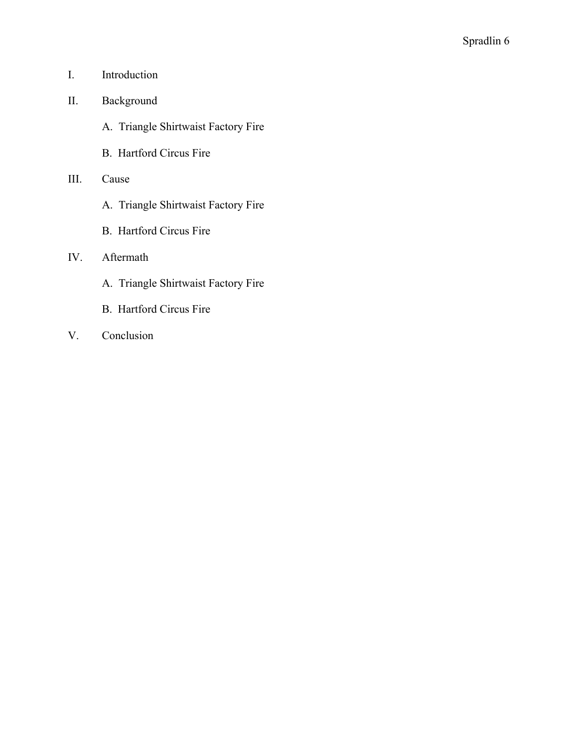I. Introduction

II. Background

   A. Triangle Shirtwaist Factory Fire

   B. Hartford Circus Fire

III. Cause

   A. Triangle Shirtwaist Factory Fire

   B. Hartford Circus Fire

IV. Aftermath

   A. Triangle Shirtwaist Factory Fire

   B. Hartford Circus Fire

V. Conclusion